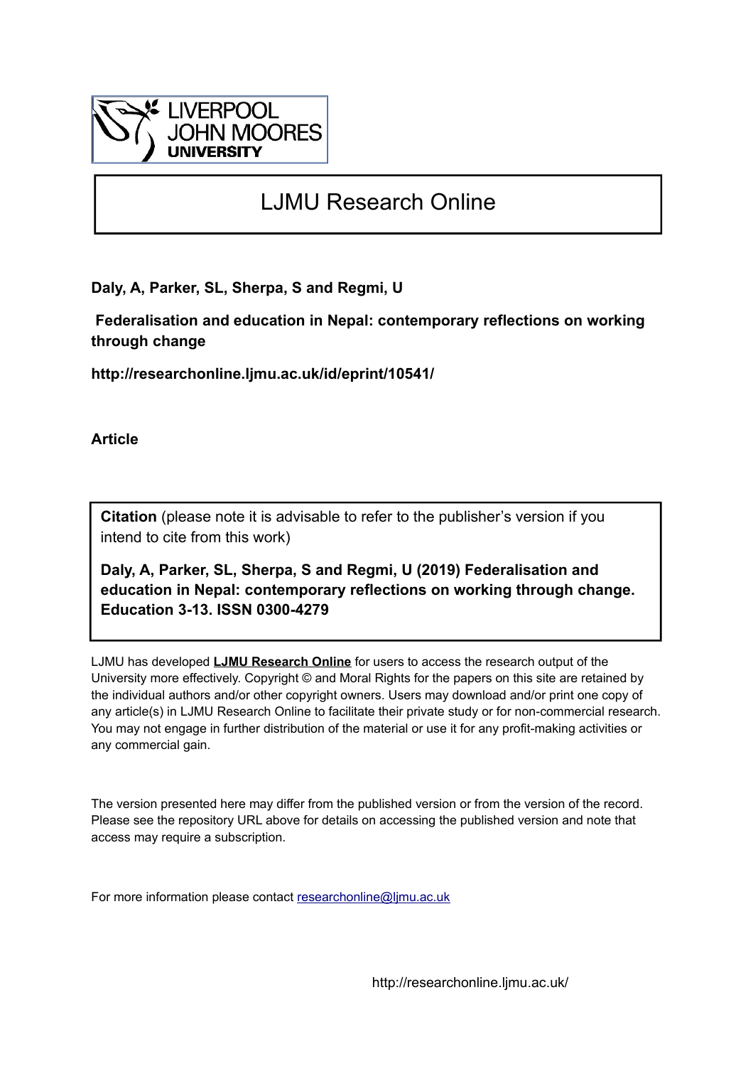LIVERPOOL JOHN MOORES UNIVERSITY

# LJMU Research Online

**Daly, A, Parker, SL, Sherpa, S and Regmi, U**

**Federalisation and education in Nepal: contemporary reflections on working through change**

**http://researchonline.ljmu.ac.uk/id/eprint/10541/**

**Article**

**Citation** (please note it is advisable to refer to the publisher's version if you intend to cite from this work)

**Daly, A, Parker, SL, Sherpa, S and Regmi, U (2019) Federalisation and education in Nepal: contemporary reflections on working through change. Education 3-13. ISSN 0300-4279**

LJMU has developed **LJMU Research Online** for users to access the research output of the University more effectively. Copyright © and Moral Rights for the papers on this site are retained by the individual authors and/or other copyright owners. Users may download and/or print one copy of any article(s) in LJMU Research Online to facilitate their private study or for non-commercial research. You may not engage in further distribution of the material or use it for any profit-making activities or any commercial gain.

The version presented here may differ from the published version or from the version of the record. Please see the repository URL above for details on accessing the published version and note that access may require a subscription.

For more information please contact researchonline@ljmu.ac.uk

http://researchonline.ljmu.ac.uk/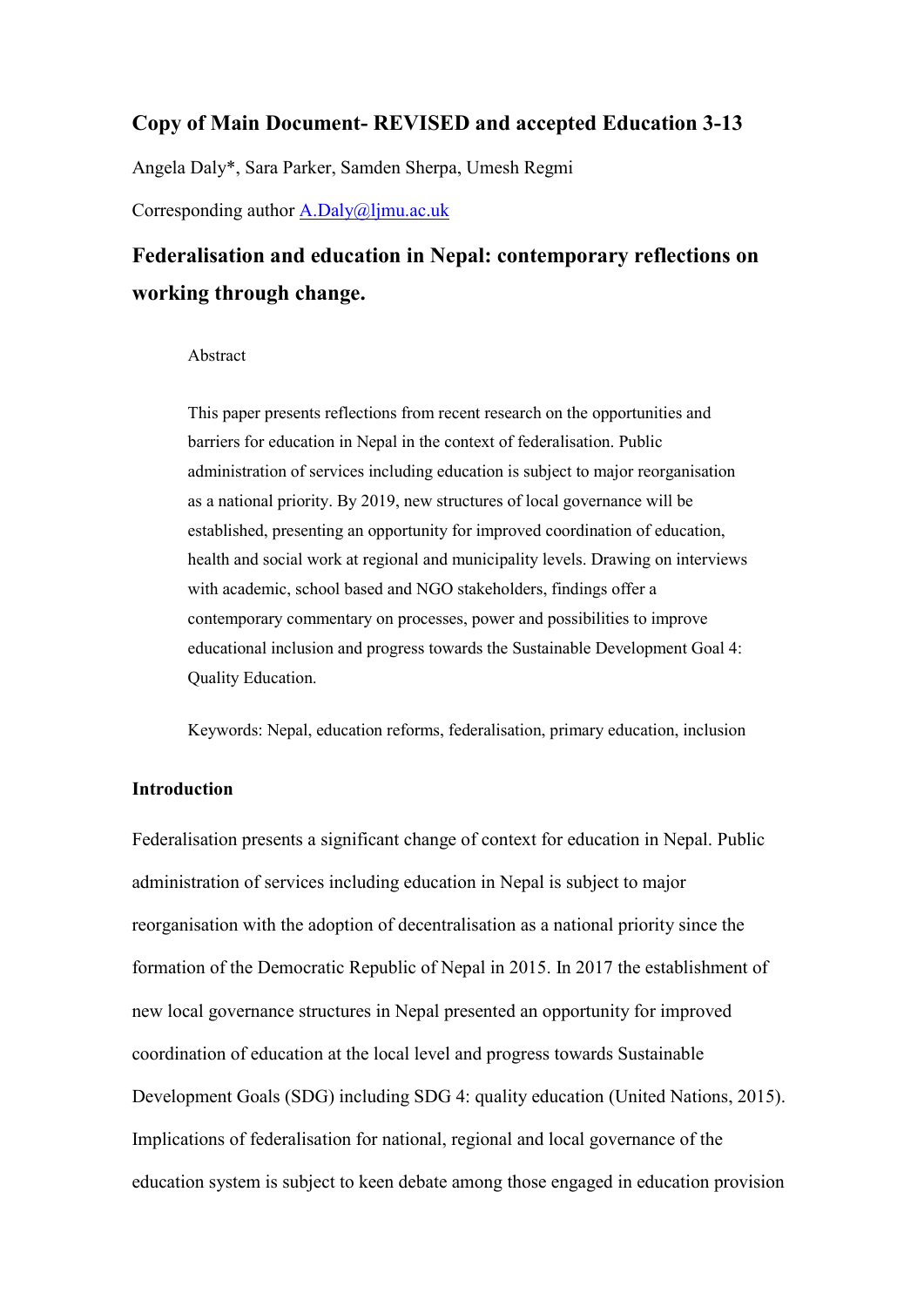## Copy of Main Document- REVISED and accepted Education 3-13

Angela Daly*, Sara Parker, Samden Sherpa, Umesh Regmi

Corresponding author A.Daly@ljmu.ac.uk

# Federalisation and education in Nepal: contemporary reflections on working through change.

Abstract

This paper presents reflections from recent research on the opportunities and barriers for education in Nepal in the context of federalisation. Public administration of services including education is subject to major reorganisation as a national priority. By 2019, new structures of local governance will be established, presenting an opportunity for improved coordination of education, health and social work at regional and municipality levels. Drawing on interviews with academic, school based and NGO stakeholders, findings offer a contemporary commentary on processes, power and possibilities to improve educational inclusion and progress towards the Sustainable Development Goal 4: Quality Education.

Keywords: Nepal, education reforms, federalisation, primary education, inclusion

### Introduction

Federalisation presents a significant change of context for education in Nepal. Public administration of services including education in Nepal is subject to major reorganisation with the adoption of decentralisation as a national priority since the formation of the Democratic Republic of Nepal in 2015. In 2017 the establishment of new local governance structures in Nepal presented an opportunity for improved coordination of education at the local level and progress towards Sustainable Development Goals (SDG) including SDG 4: quality education (United Nations, 2015). Implications of federalisation for national, regional and local governance of the education system is subject to keen debate among those engaged in education provision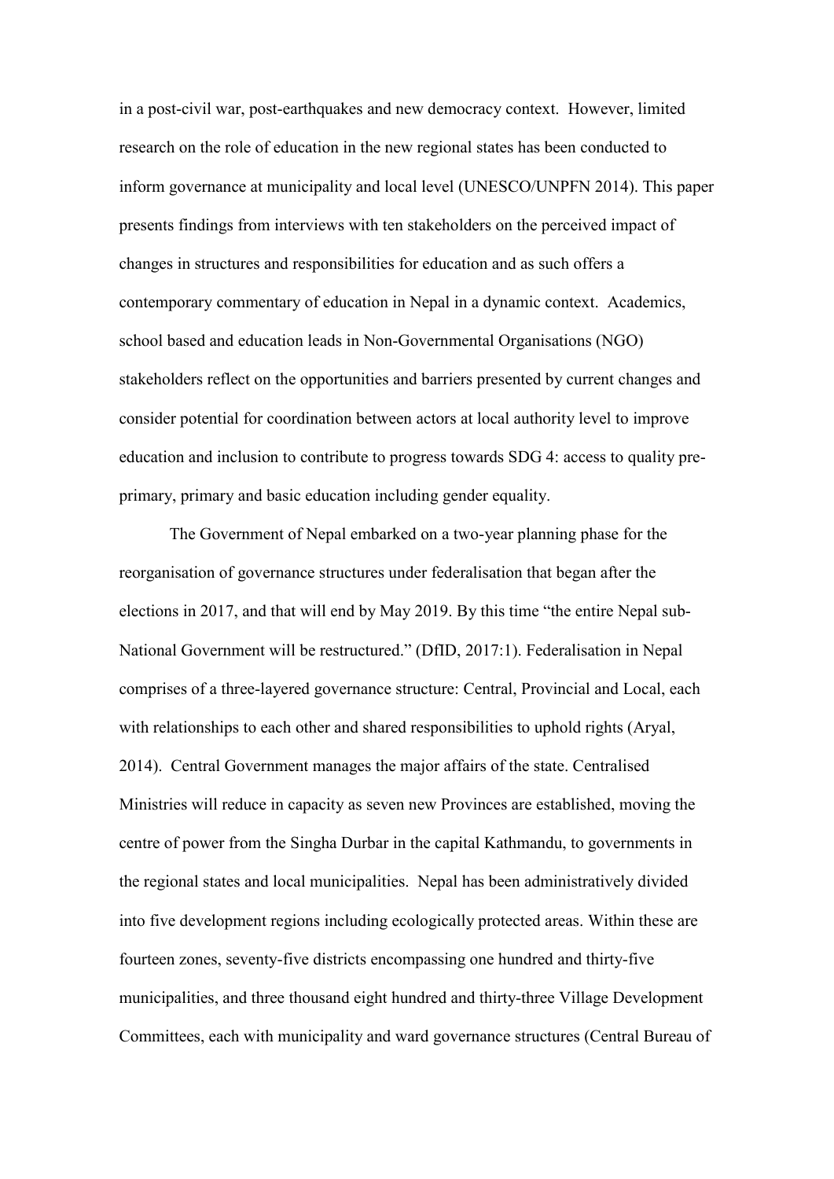in a post-civil war, post-earthquakes and new democracy context. However, limited research on the role of education in the new regional states has been conducted to inform governance at municipality and local level (UNESCO/UNPFN 2014). This paper presents findings from interviews with ten stakeholders on the perceived impact of changes in structures and responsibilities for education and as such offers a contemporary commentary of education in Nepal in a dynamic context. Academics, school based and education leads in Non-Governmental Organisations (NGO) stakeholders reflect on the opportunities and barriers presented by current changes and consider potential for coordination between actors at local authority level to improve education and inclusion to contribute to progress towards SDG 4: access to quality pre-primary, primary and basic education including gender equality.

The Government of Nepal embarked on a two-year planning phase for the reorganisation of governance structures under federalisation that began after the elections in 2017, and that will end by May 2019. By this time "the entire Nepal sub-National Government will be restructured." (DfID, 2017:1). Federalisation in Nepal comprises of a three-layered governance structure: Central, Provincial and Local, each with relationships to each other and shared responsibilities to uphold rights (Aryal, 2014). Central Government manages the major affairs of the state. Centralised Ministries will reduce in capacity as seven new Provinces are established, moving the centre of power from the Singha Durbar in the capital Kathmandu, to governments in the regional states and local municipalities. Nepal has been administratively divided into five development regions including ecologically protected areas. Within these are fourteen zones, seventy-five districts encompassing one hundred and thirty-five municipalities, and three thousand eight hundred and thirty-three Village Development Committees, each with municipality and ward governance structures (Central Bureau of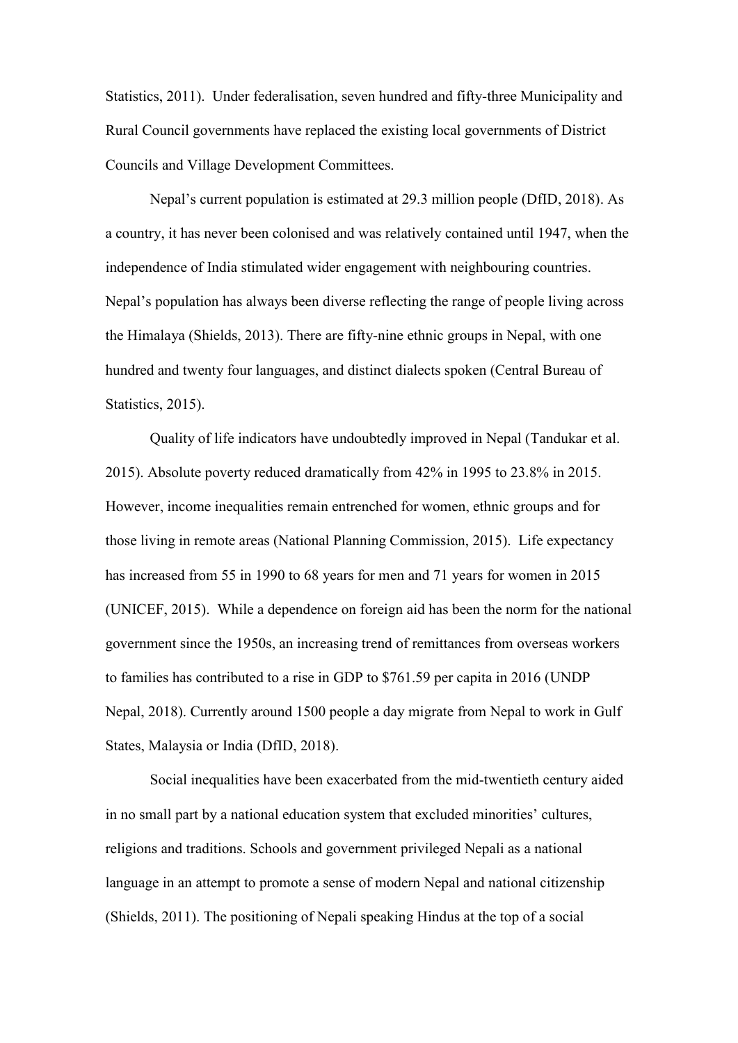Statistics, 2011). Under federalisation, seven hundred and fifty-three Municipality and Rural Council governments have replaced the existing local governments of District Councils and Village Development Committees.

Nepal's current population is estimated at 29.3 million people (DfID, 2018). As a country, it has never been colonised and was relatively contained until 1947, when the independence of India stimulated wider engagement with neighbouring countries. Nepal's population has always been diverse reflecting the range of people living across the Himalaya (Shields, 2013). There are fifty-nine ethnic groups in Nepal, with one hundred and twenty four languages, and distinct dialects spoken (Central Bureau of Statistics, 2015).

Quality of life indicators have undoubtedly improved in Nepal (Tandukar et al. 2015). Absolute poverty reduced dramatically from 42% in 1995 to 23.8% in 2015. However, income inequalities remain entrenched for women, ethnic groups and for those living in remote areas (National Planning Commission, 2015). Life expectancy has increased from 55 in 1990 to 68 years for men and 71 years for women in 2015 (UNICEF, 2015). While a dependence on foreign aid has been the norm for the national government since the 1950s, an increasing trend of remittances from overseas workers to families has contributed to a rise in GDP to $761.59 per capita in 2016 (UNDP Nepal, 2018). Currently around 1500 people a day migrate from Nepal to work in Gulf States, Malaysia or India (DfID, 2018).

Social inequalities have been exacerbated from the mid-twentieth century aided in no small part by a national education system that excluded minorities' cultures, religions and traditions. Schools and government privileged Nepali as a national language in an attempt to promote a sense of modern Nepal and national citizenship (Shields, 2011). The positioning of Nepali speaking Hindus at the top of a social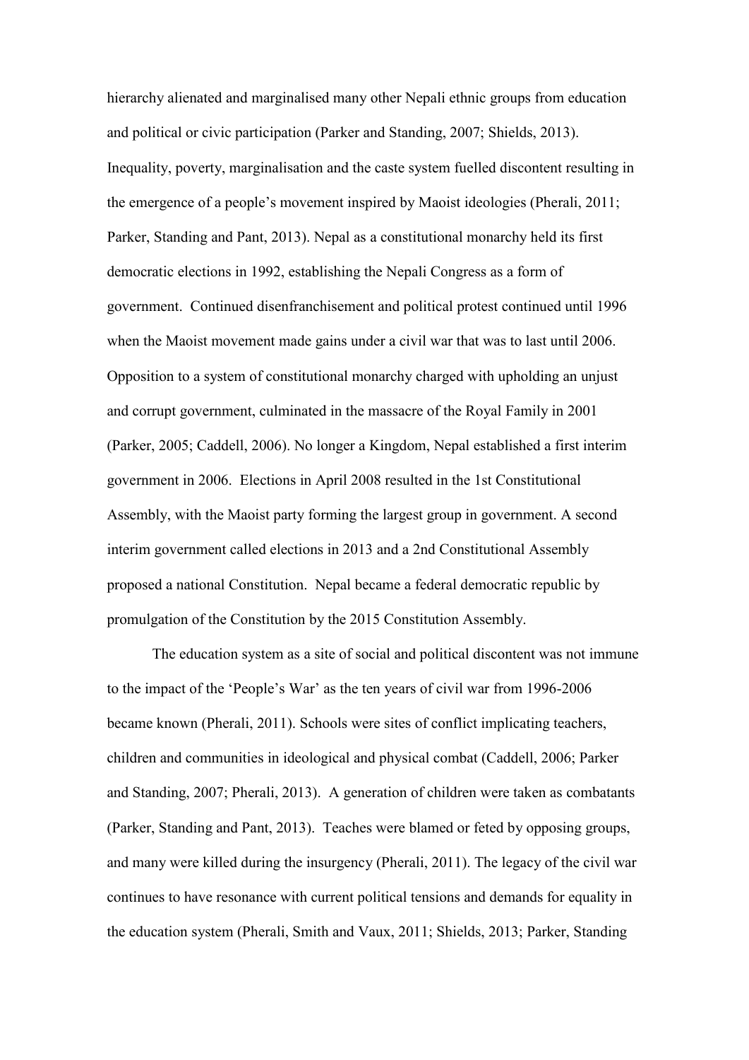hierarchy alienated and marginalised many other Nepali ethnic groups from education and political or civic participation (Parker and Standing, 2007; Shields, 2013). Inequality, poverty, marginalisation and the caste system fuelled discontent resulting in the emergence of a people's movement inspired by Maoist ideologies (Pherali, 2011; Parker, Standing and Pant, 2013). Nepal as a constitutional monarchy held its first democratic elections in 1992, establishing the Nepali Congress as a form of government. Continued disenfranchisement and political protest continued until 1996 when the Maoist movement made gains under a civil war that was to last until 2006. Opposition to a system of constitutional monarchy charged with upholding an unjust and corrupt government, culminated in the massacre of the Royal Family in 2001 (Parker, 2005; Caddell, 2006). No longer a Kingdom, Nepal established a first interim government in 2006. Elections in April 2008 resulted in the 1st Constitutional Assembly, with the Maoist party forming the largest group in government. A second interim government called elections in 2013 and a 2nd Constitutional Assembly proposed a national Constitution. Nepal became a federal democratic republic by promulgation of the Constitution by the 2015 Constitution Assembly.

The education system as a site of social and political discontent was not immune to the impact of the 'People's War' as the ten years of civil war from 1996-2006 became known (Pherali, 2011). Schools were sites of conflict implicating teachers, children and communities in ideological and physical combat (Caddell, 2006; Parker and Standing, 2007; Pherali, 2013). A generation of children were taken as combatants (Parker, Standing and Pant, 2013). Teaches were blamed or feted by opposing groups, and many were killed during the insurgency (Pherali, 2011). The legacy of the civil war continues to have resonance with current political tensions and demands for equality in the education system (Pherali, Smith and Vaux, 2011; Shields, 2013; Parker, Standing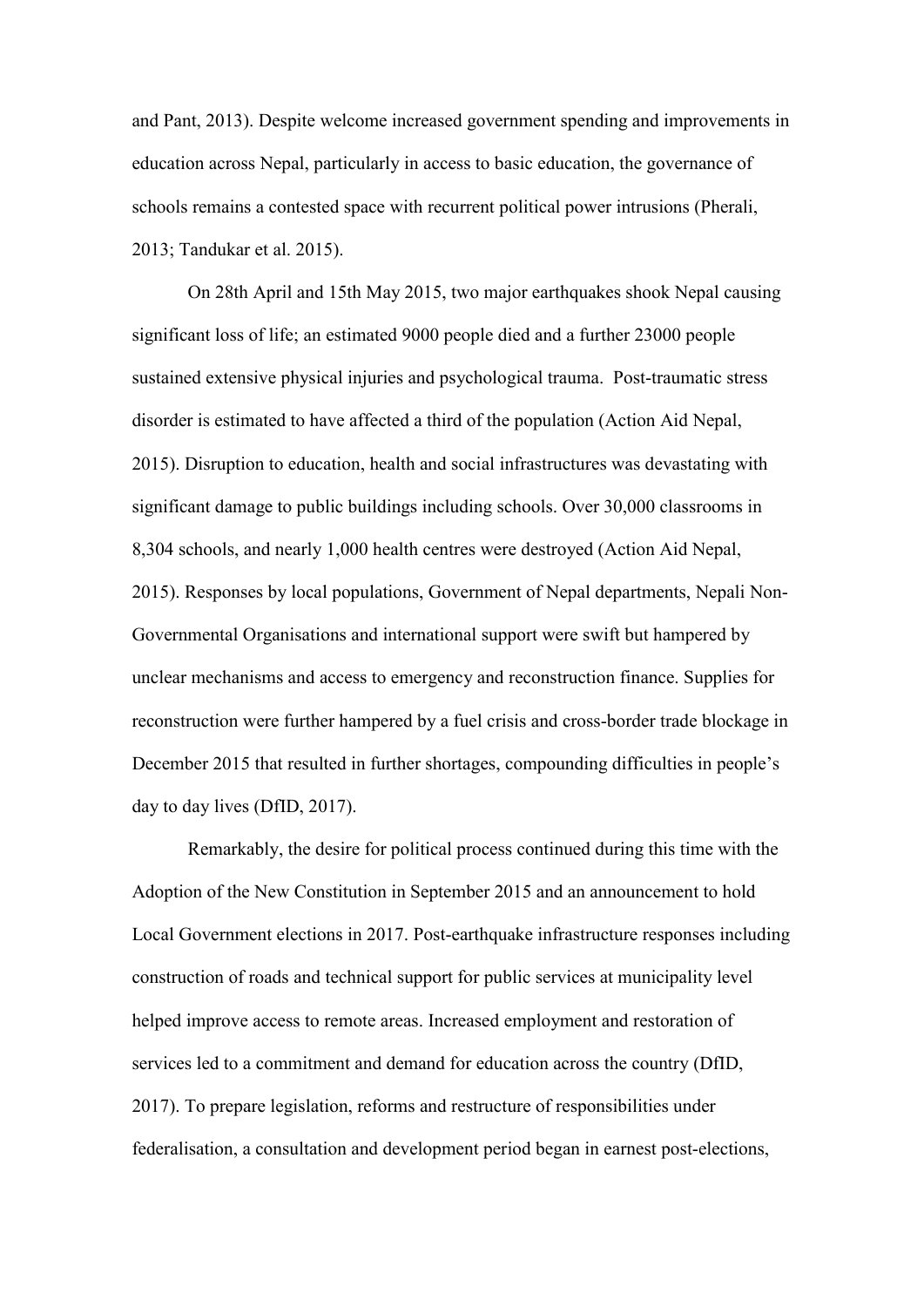and Pant, 2013). Despite welcome increased government spending and improvements in education across Nepal, particularly in access to basic education, the governance of schools remains a contested space with recurrent political power intrusions (Pherali, 2013; Tandukar et al. 2015).

On 28th April and 15th May 2015, two major earthquakes shook Nepal causing significant loss of life; an estimated 9000 people died and a further 23000 people sustained extensive physical injuries and psychological trauma. Post-traumatic stress disorder is estimated to have affected a third of the population (Action Aid Nepal, 2015). Disruption to education, health and social infrastructures was devastating with significant damage to public buildings including schools. Over 30,000 classrooms in 8,304 schools, and nearly 1,000 health centres were destroyed (Action Aid Nepal, 2015). Responses by local populations, Government of Nepal departments, Nepali Non-Governmental Organisations and international support were swift but hampered by unclear mechanisms and access to emergency and reconstruction finance. Supplies for reconstruction were further hampered by a fuel crisis and cross-border trade blockage in December 2015 that resulted in further shortages, compounding difficulties in people's day to day lives (DfID, 2017).

Remarkably, the desire for political process continued during this time with the Adoption of the New Constitution in September 2015 and an announcement to hold Local Government elections in 2017. Post-earthquake infrastructure responses including construction of roads and technical support for public services at municipality level helped improve access to remote areas. Increased employment and restoration of services led to a commitment and demand for education across the country (DfID, 2017). To prepare legislation, reforms and restructure of responsibilities under federalisation, a consultation and development period began in earnest post-elections,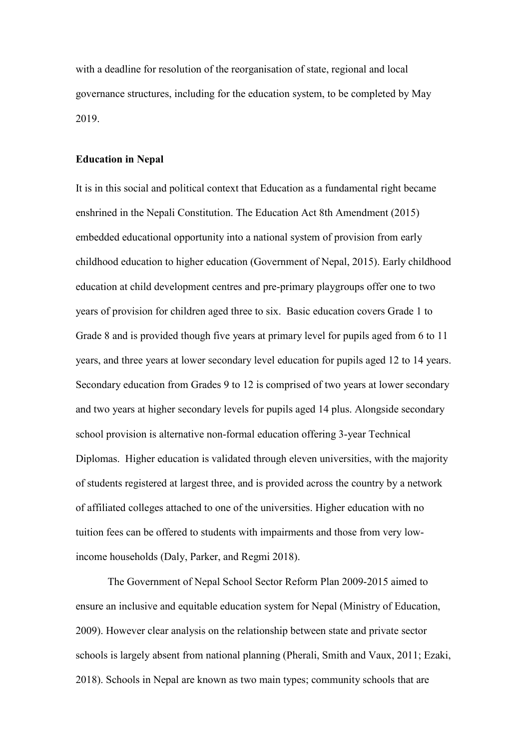with a deadline for resolution of the reorganisation of state, regional and local governance structures, including for the education system, to be completed by May 2019.

**Education in Nepal**

It is in this social and political context that Education as a fundamental right became enshrined in the Nepali Constitution. The Education Act 8th Amendment (2015) embedded educational opportunity into a national system of provision from early childhood education to higher education (Government of Nepal, 2015). Early childhood education at child development centres and pre-primary playgroups offer one to two years of provision for children aged three to six. Basic education covers Grade 1 to Grade 8 and is provided though five years at primary level for pupils aged from 6 to 11 years, and three years at lower secondary level education for pupils aged 12 to 14 years. Secondary education from Grades 9 to 12 is comprised of two years at lower secondary and two years at higher secondary levels for pupils aged 14 plus. Alongside secondary school provision is alternative non-formal education offering 3-year Technical Diplomas. Higher education is validated through eleven universities, with the majority of students registered at largest three, and is provided across the country by a network of affiliated colleges attached to one of the universities. Higher education with no tuition fees can be offered to students with impairments and those from very low-income households (Daly, Parker, and Regmi 2018).

The Government of Nepal School Sector Reform Plan 2009-2015 aimed to ensure an inclusive and equitable education system for Nepal (Ministry of Education, 2009). However clear analysis on the relationship between state and private sector schools is largely absent from national planning (Pherali, Smith and Vaux, 2011; Ezaki, 2018). Schools in Nepal are known as two main types; community schools that are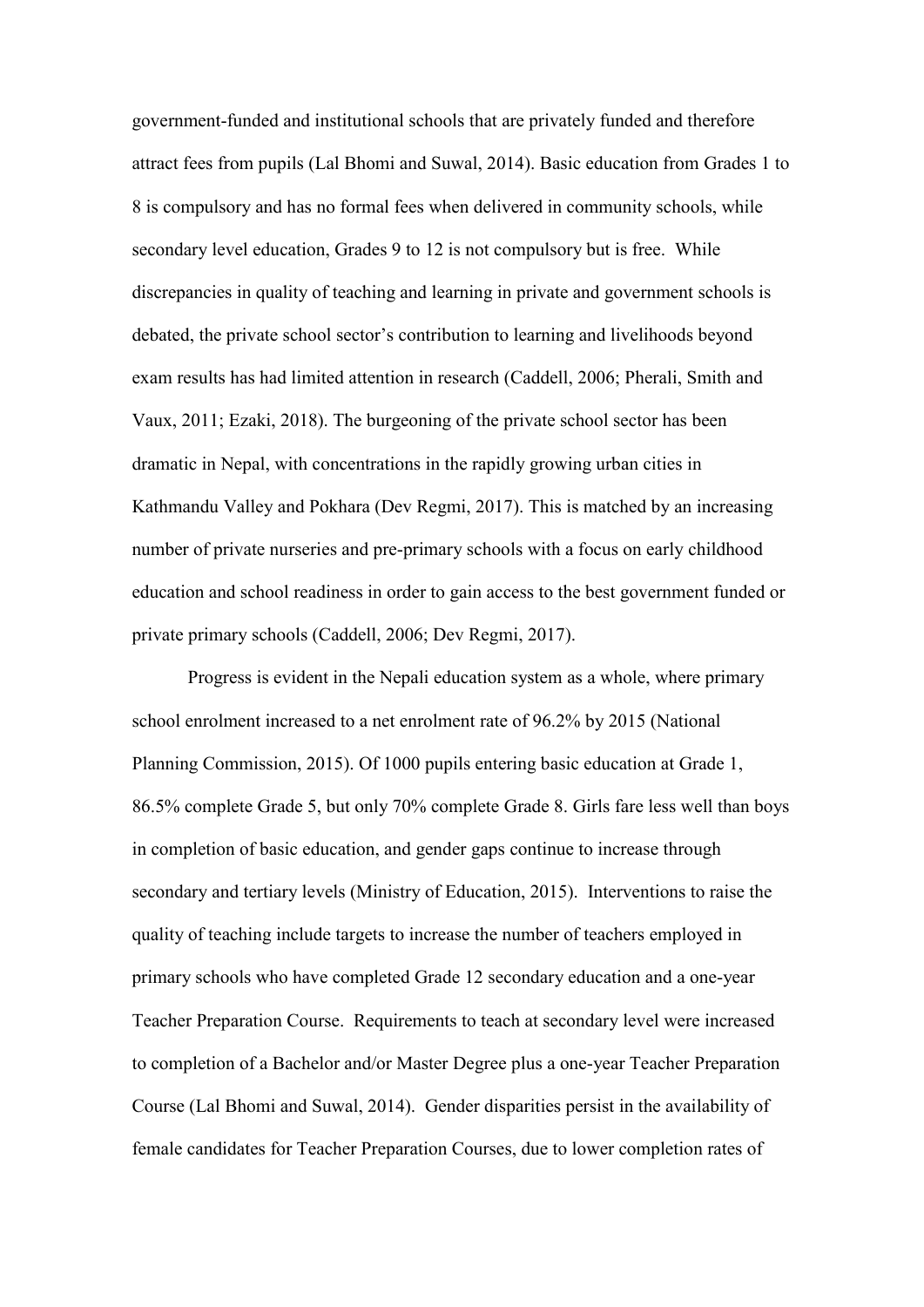government-funded and institutional schools that are privately funded and therefore attract fees from pupils (Lal Bhomi and Suwal, 2014). Basic education from Grades 1 to 8 is compulsory and has no formal fees when delivered in community schools, while secondary level education, Grades 9 to 12 is not compulsory but is free. While discrepancies in quality of teaching and learning in private and government schools is debated, the private school sector's contribution to learning and livelihoods beyond exam results has had limited attention in research (Caddell, 2006; Pherali, Smith and Vaux, 2011; Ezaki, 2018). The burgeoning of the private school sector has been dramatic in Nepal, with concentrations in the rapidly growing urban cities in Kathmandu Valley and Pokhara (Dev Regmi, 2017). This is matched by an increasing number of private nurseries and pre-primary schools with a focus on early childhood education and school readiness in order to gain access to the best government funded or private primary schools (Caddell, 2006; Dev Regmi, 2017).

Progress is evident in the Nepali education system as a whole, where primary school enrolment increased to a net enrolment rate of 96.2% by 2015 (National Planning Commission, 2015). Of 1000 pupils entering basic education at Grade 1, 86.5% complete Grade 5, but only 70% complete Grade 8. Girls fare less well than boys in completion of basic education, and gender gaps continue to increase through secondary and tertiary levels (Ministry of Education, 2015). Interventions to raise the quality of teaching include targets to increase the number of teachers employed in primary schools who have completed Grade 12 secondary education and a one-year Teacher Preparation Course. Requirements to teach at secondary level were increased to completion of a Bachelor and/or Master Degree plus a one-year Teacher Preparation Course (Lal Bhomi and Suwal, 2014). Gender disparities persist in the availability of female candidates for Teacher Preparation Courses, due to lower completion rates of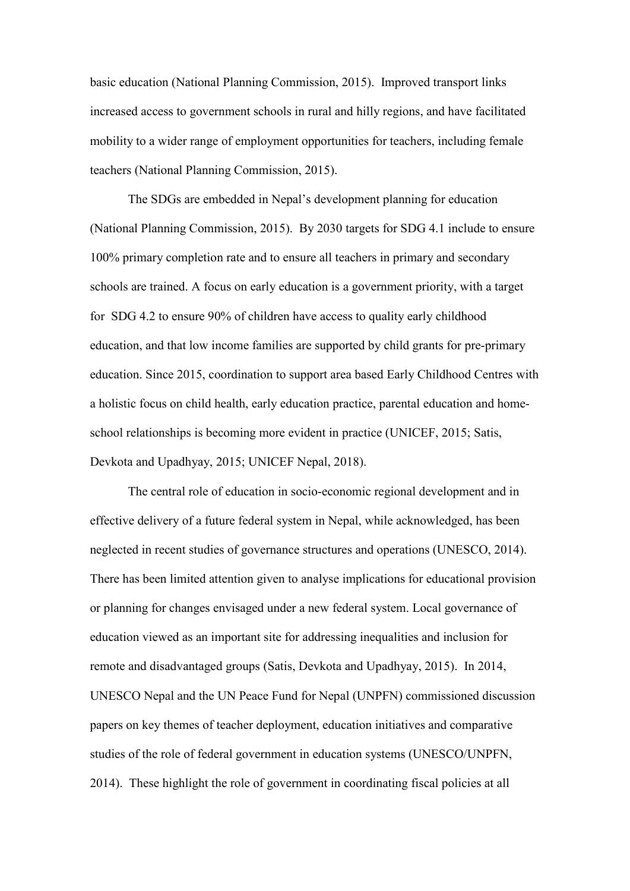basic education (National Planning Commission, 2015). Improved transport links increased access to government schools in rural and hilly regions, and have facilitated mobility to a wider range of employment opportunities for teachers, including female teachers (National Planning Commission, 2015).

The SDGs are embedded in Nepal's development planning for education (National Planning Commission, 2015). By 2030 targets for SDG 4.1 include to ensure 100% primary completion rate and to ensure all teachers in primary and secondary schools are trained. A focus on early education is a government priority, with a target for SDG 4.2 to ensure 90% of children have access to quality early childhood education, and that low income families are supported by child grants for pre-primary education. Since 2015, coordination to support area based Early Childhood Centres with a holistic focus on child health, early education practice, parental education and home-school relationships is becoming more evident in practice (UNICEF, 2015; Satis, Devkota and Upadhyay, 2015; UNICEF Nepal, 2018).

The central role of education in socio-economic regional development and in effective delivery of a future federal system in Nepal, while acknowledged, has been neglected in recent studies of governance structures and operations (UNESCO, 2014). There has been limited attention given to analyse implications for educational provision or planning for changes envisaged under a new federal system. Local governance of education viewed as an important site for addressing inequalities and inclusion for remote and disadvantaged groups (Satis, Devkota and Upadhyay, 2015). In 2014, UNESCO Nepal and the UN Peace Fund for Nepal (UNPFN) commissioned discussion papers on key themes of teacher deployment, education initiatives and comparative studies of the role of federal government in education systems (UNESCO/UNPFN, 2014). These highlight the role of government in coordinating fiscal policies at all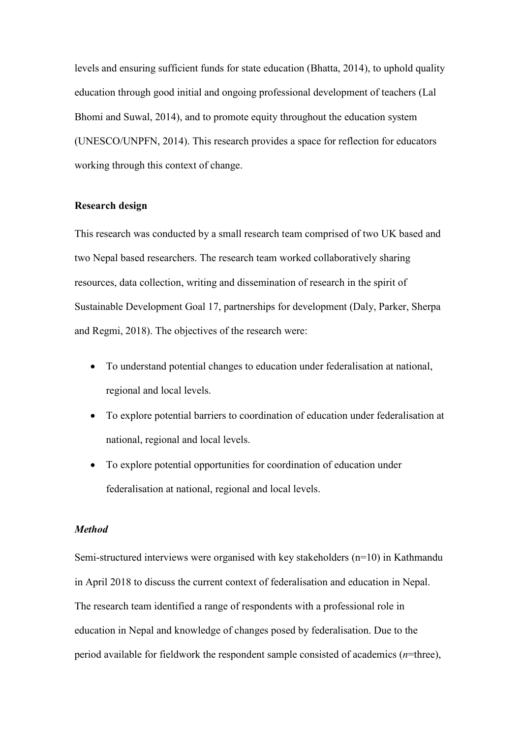levels and ensuring sufficient funds for state education (Bhatta, 2014), to uphold quality education through good initial and ongoing professional development of teachers (Lal Bhomi and Suwal, 2014), and to promote equity throughout the education system (UNESCO/UNPFN, 2014). This research provides a space for reflection for educators working through this context of change.

## Research design

This research was conducted by a small research team comprised of two UK based and two Nepal based researchers. The research team worked collaboratively sharing resources, data collection, writing and dissemination of research in the spirit of Sustainable Development Goal 17, partnerships for development (Daly, Parker, Sherpa and Regmi, 2018). The objectives of the research were:

- To understand potential changes to education under federalisation at national, regional and local levels.
- To explore potential barriers to coordination of education under federalisation at national, regional and local levels.
- To explore potential opportunities for coordination of education under federalisation at national, regional and local levels.

### *Method*

Semi-structured interviews were organised with key stakeholders (n=10) in Kathmandu in April 2018 to discuss the current context of federalisation and education in Nepal. The research team identified a range of respondents with a professional role in education in Nepal and knowledge of changes posed by federalisation. Due to the period available for fieldwork the respondent sample consisted of academics (*n*=three),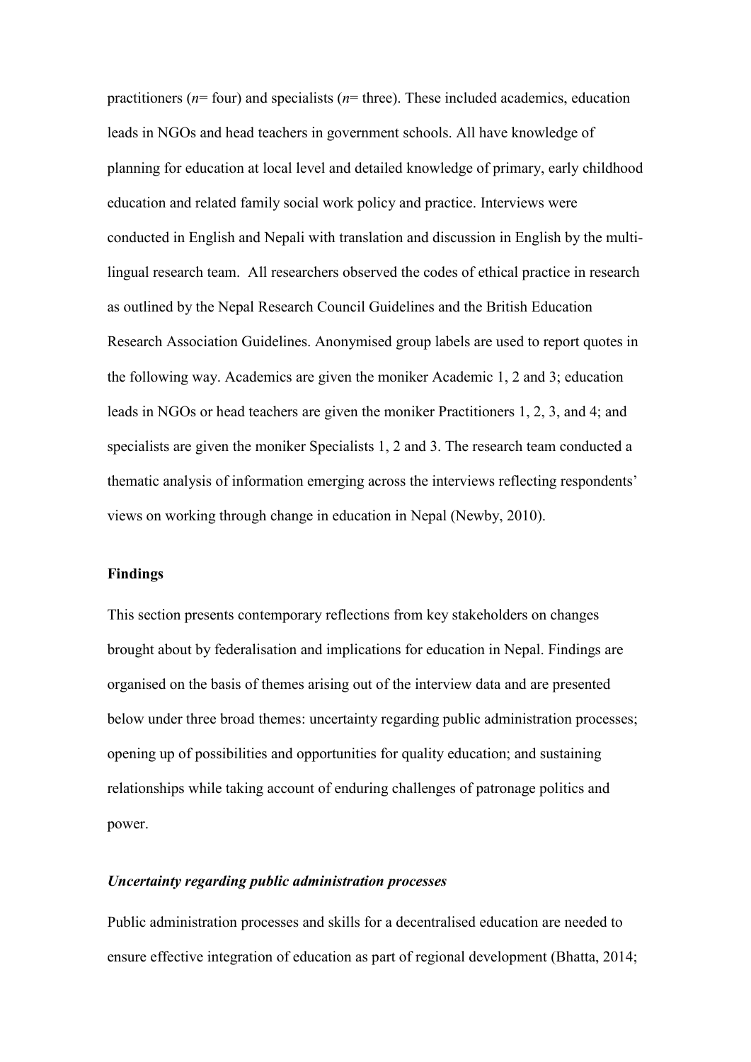practitioners (*n*= four) and specialists (*n*= three). These included academics, education leads in NGOs and head teachers in government schools. All have knowledge of planning for education at local level and detailed knowledge of primary, early childhood education and related family social work policy and practice. Interviews were conducted in English and Nepali with translation and discussion in English by the multi-lingual research team. All researchers observed the codes of ethical practice in research as outlined by the Nepal Research Council Guidelines and the British Education Research Association Guidelines. Anonymised group labels are used to report quotes in the following way. Academics are given the moniker Academic 1, 2 and 3; education leads in NGOs or head teachers are given the moniker Practitioners 1, 2, 3, and 4; and specialists are given the moniker Specialists 1, 2 and 3. The research team conducted a thematic analysis of information emerging across the interviews reflecting respondents' views on working through change in education in Nepal (Newby, 2010).

## Findings

This section presents contemporary reflections from key stakeholders on changes brought about by federalisation and implications for education in Nepal. Findings are organised on the basis of themes arising out of the interview data and are presented below under three broad themes: uncertainty regarding public administration processes; opening up of possibilities and opportunities for quality education; and sustaining relationships while taking account of enduring challenges of patronage politics and power.

### *Uncertainty regarding public administration processes*

Public administration processes and skills for a decentralised education are needed to ensure effective integration of education as part of regional development (Bhatta, 2014;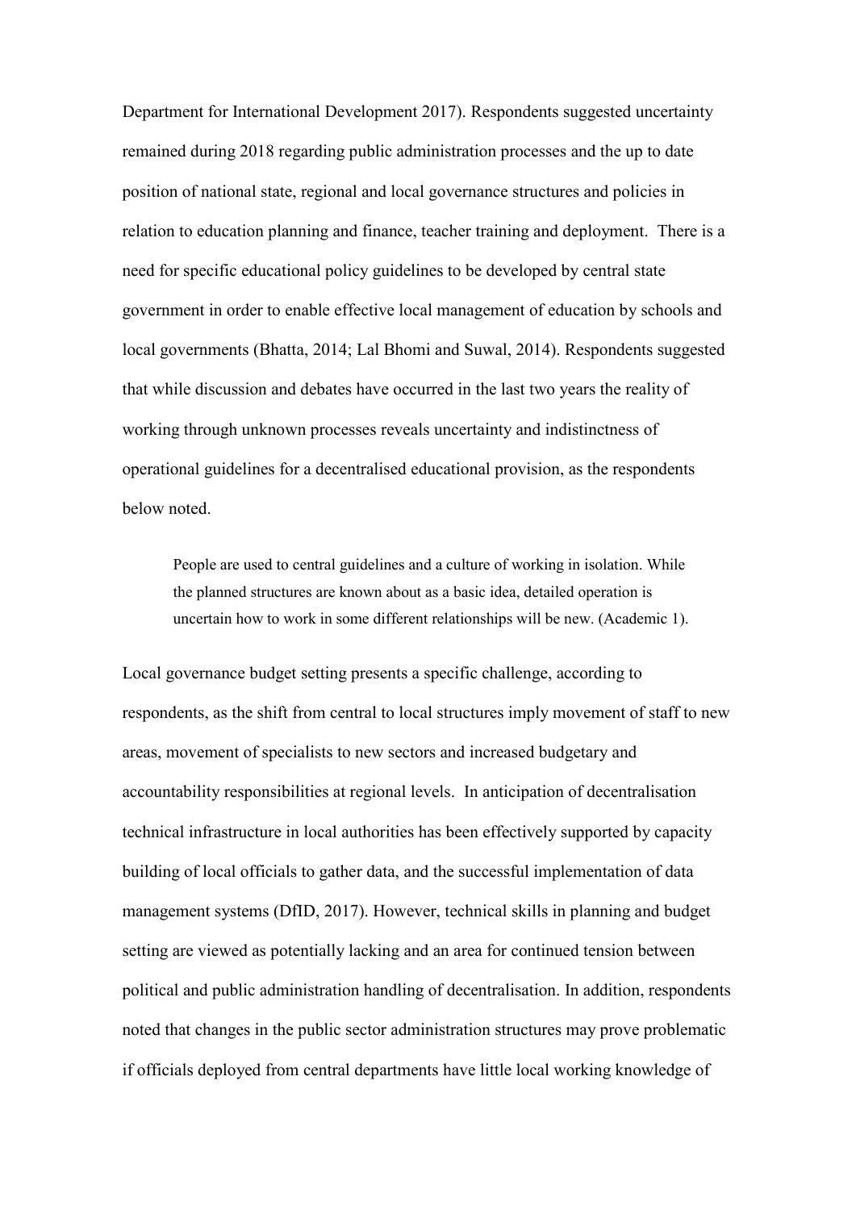Department for International Development 2017). Respondents suggested uncertainty remained during 2018 regarding public administration processes and the up to date position of national state, regional and local governance structures and policies in relation to education planning and finance, teacher training and deployment. There is a need for specific educational policy guidelines to be developed by central state government in order to enable effective local management of education by schools and local governments (Bhatta, 2014; Lal Bhomi and Suwal, 2014). Respondents suggested that while discussion and debates have occurred in the last two years the reality of working through unknown processes reveals uncertainty and indistinctness of operational guidelines for a decentralised educational provision, as the respondents below noted.

> People are used to central guidelines and a culture of working in isolation. While the planned structures are known about as a basic idea, detailed operation is uncertain how to work in some different relationships will be new. (Academic 1).

Local governance budget setting presents a specific challenge, according to respondents, as the shift from central to local structures imply movement of staff to new areas, movement of specialists to new sectors and increased budgetary and accountability responsibilities at regional levels. In anticipation of decentralisation technical infrastructure in local authorities has been effectively supported by capacity building of local officials to gather data, and the successful implementation of data management systems (DfID, 2017). However, technical skills in planning and budget setting are viewed as potentially lacking and an area for continued tension between political and public administration handling of decentralisation. In addition, respondents noted that changes in the public sector administration structures may prove problematic if officials deployed from central departments have little local working knowledge of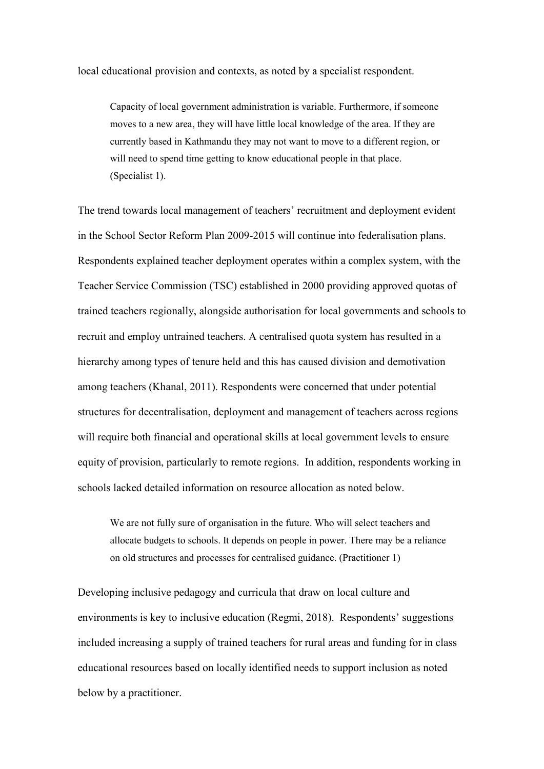local educational provision and contexts, as noted by a specialist respondent.

> Capacity of local government administration is variable. Furthermore, if someone moves to a new area, they will have little local knowledge of the area. If they are currently based in Kathmandu they may not want to move to a different region, or will need to spend time getting to know educational people in that place. (Specialist 1).

The trend towards local management of teachers' recruitment and deployment evident in the School Sector Reform Plan 2009-2015 will continue into federalisation plans. Respondents explained teacher deployment operates within a complex system, with the Teacher Service Commission (TSC) established in 2000 providing approved quotas of trained teachers regionally, alongside authorisation for local governments and schools to recruit and employ untrained teachers. A centralised quota system has resulted in a hierarchy among types of tenure held and this has caused division and demotivation among teachers (Khanal, 2011). Respondents were concerned that under potential structures for decentralisation, deployment and management of teachers across regions will require both financial and operational skills at local government levels to ensure equity of provision, particularly to remote regions. In addition, respondents working in schools lacked detailed information on resource allocation as noted below.

> We are not fully sure of organisation in the future. Who will select teachers and allocate budgets to schools. It depends on people in power. There may be a reliance on old structures and processes for centralised guidance. (Practitioner 1)

Developing inclusive pedagogy and curricula that draw on local culture and environments is key to inclusive education (Regmi, 2018). Respondents' suggestions included increasing a supply of trained teachers for rural areas and funding for in class educational resources based on locally identified needs to support inclusion as noted below by a practitioner.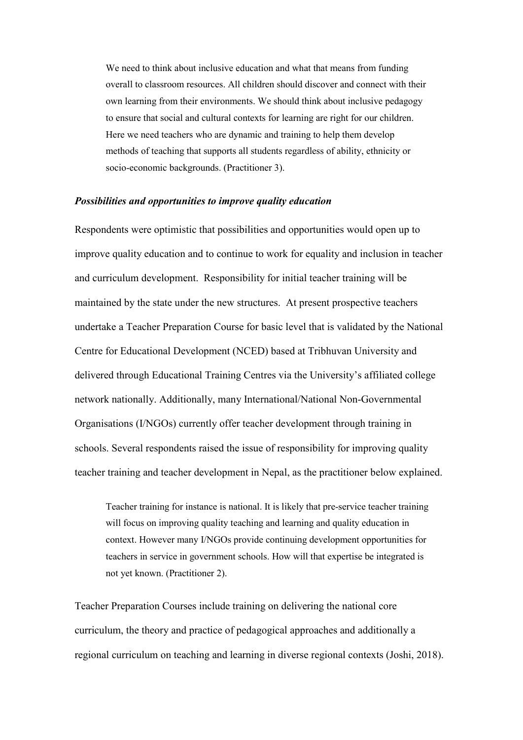> We need to think about inclusive education and what that means from funding overall to classroom resources. All children should discover and connect with their own learning from their environments. We should think about inclusive pedagogy to ensure that social and cultural contexts for learning are right for our children. Here we need teachers who are dynamic and training to help them develop methods of teaching that supports all students regardless of ability, ethnicity or socio-economic backgrounds. (Practitioner 3).

### *Possibilities and opportunities to improve quality education*

Respondents were optimistic that possibilities and opportunities would open up to improve quality education and to continue to work for equality and inclusion in teacher and curriculum development. Responsibility for initial teacher training will be maintained by the state under the new structures. At present prospective teachers undertake a Teacher Preparation Course for basic level that is validated by the National Centre for Educational Development (NCED) based at Tribhuvan University and delivered through Educational Training Centres via the University's affiliated college network nationally. Additionally, many International/National Non-Governmental Organisations (I/NGOs) currently offer teacher development through training in schools. Several respondents raised the issue of responsibility for improving quality teacher training and teacher development in Nepal, as the practitioner below explained.

> Teacher training for instance is national. It is likely that pre-service teacher training will focus on improving quality teaching and learning and quality education in context. However many I/NGOs provide continuing development opportunities for teachers in service in government schools. How will that expertise be integrated is not yet known. (Practitioner 2).

Teacher Preparation Courses include training on delivering the national core curriculum, the theory and practice of pedagogical approaches and additionally a regional curriculum on teaching and learning in diverse regional contexts (Joshi, 2018).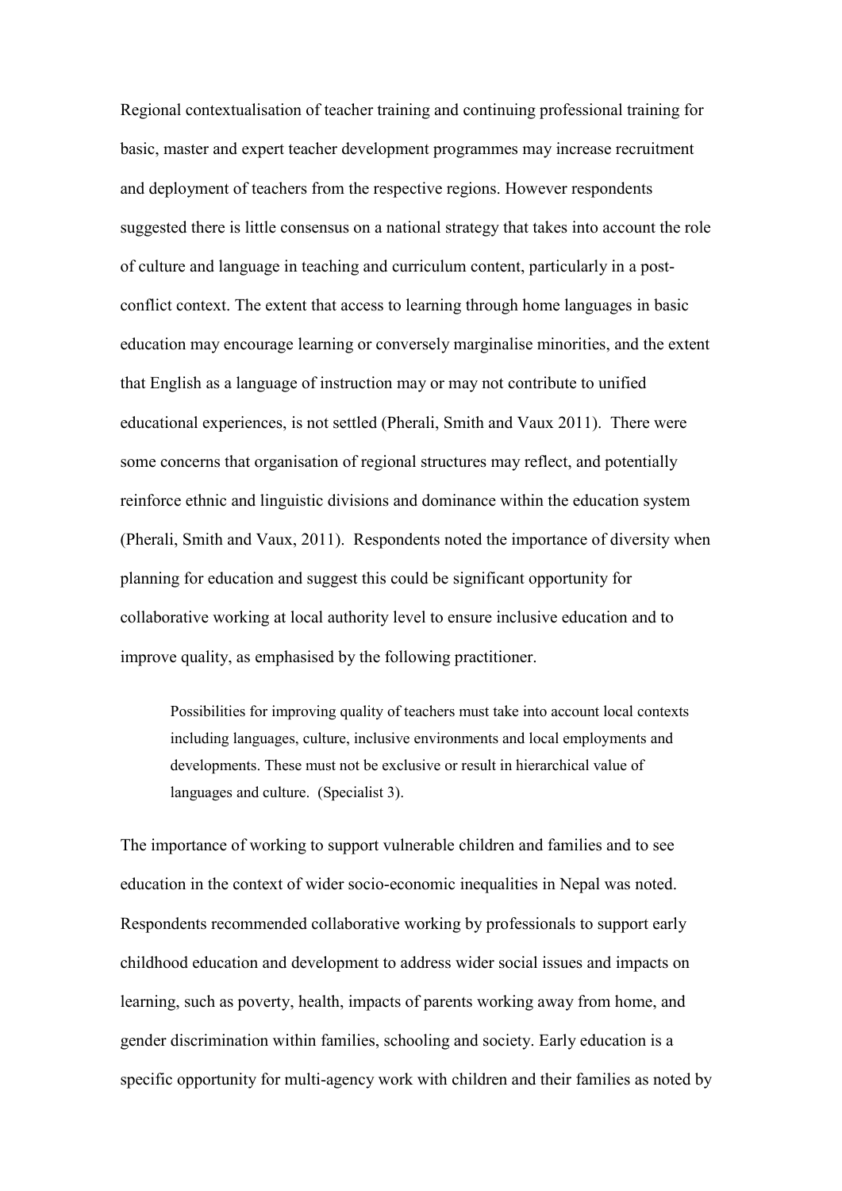Regional contextualisation of teacher training and continuing professional training for basic, master and expert teacher development programmes may increase recruitment and deployment of teachers from the respective regions. However respondents suggested there is little consensus on a national strategy that takes into account the role of culture and language in teaching and curriculum content, particularly in a post-conflict context. The extent that access to learning through home languages in basic education may encourage learning or conversely marginalise minorities, and the extent that English as a language of instruction may or may not contribute to unified educational experiences, is not settled (Pherali, Smith and Vaux 2011). There were some concerns that organisation of regional structures may reflect, and potentially reinforce ethnic and linguistic divisions and dominance within the education system (Pherali, Smith and Vaux, 2011). Respondents noted the importance of diversity when planning for education and suggest this could be significant opportunity for collaborative working at local authority level to ensure inclusive education and to improve quality, as emphasised by the following practitioner.

> Possibilities for improving quality of teachers must take into account local contexts including languages, culture, inclusive environments and local employments and developments. These must not be exclusive or result in hierarchical value of languages and culture. (Specialist 3).

The importance of working to support vulnerable children and families and to see education in the context of wider socio-economic inequalities in Nepal was noted. Respondents recommended collaborative working by professionals to support early childhood education and development to address wider social issues and impacts on learning, such as poverty, health, impacts of parents working away from home, and gender discrimination within families, schooling and society. Early education is a specific opportunity for multi-agency work with children and their families as noted by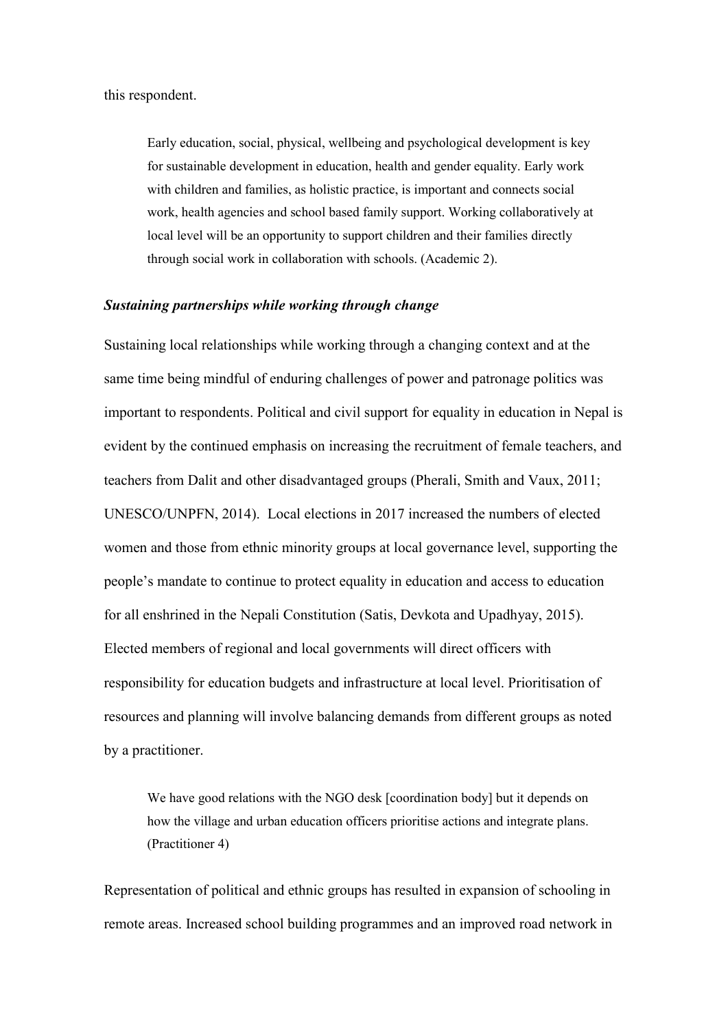this respondent.

> Early education, social, physical, wellbeing and psychological development is key for sustainable development in education, health and gender equality. Early work with children and families, as holistic practice, is important and connects social work, health agencies and school based family support. Working collaboratively at local level will be an opportunity to support children and their families directly through social work in collaboration with schools. (Academic 2).

### *Sustaining partnerships while working through change*

Sustaining local relationships while working through a changing context and at the same time being mindful of enduring challenges of power and patronage politics was important to respondents. Political and civil support for equality in education in Nepal is evident by the continued emphasis on increasing the recruitment of female teachers, and teachers from Dalit and other disadvantaged groups (Pherali, Smith and Vaux, 2011; UNESCO/UNPFN, 2014). Local elections in 2017 increased the numbers of elected women and those from ethnic minority groups at local governance level, supporting the people's mandate to continue to protect equality in education and access to education for all enshrined in the Nepali Constitution (Satis, Devkota and Upadhyay, 2015). Elected members of regional and local governments will direct officers with responsibility for education budgets and infrastructure at local level. Prioritisation of resources and planning will involve balancing demands from different groups as noted by a practitioner.

> We have good relations with the NGO desk [coordination body] but it depends on how the village and urban education officers prioritise actions and integrate plans. (Practitioner 4)

Representation of political and ethnic groups has resulted in expansion of schooling in remote areas. Increased school building programmes and an improved road network in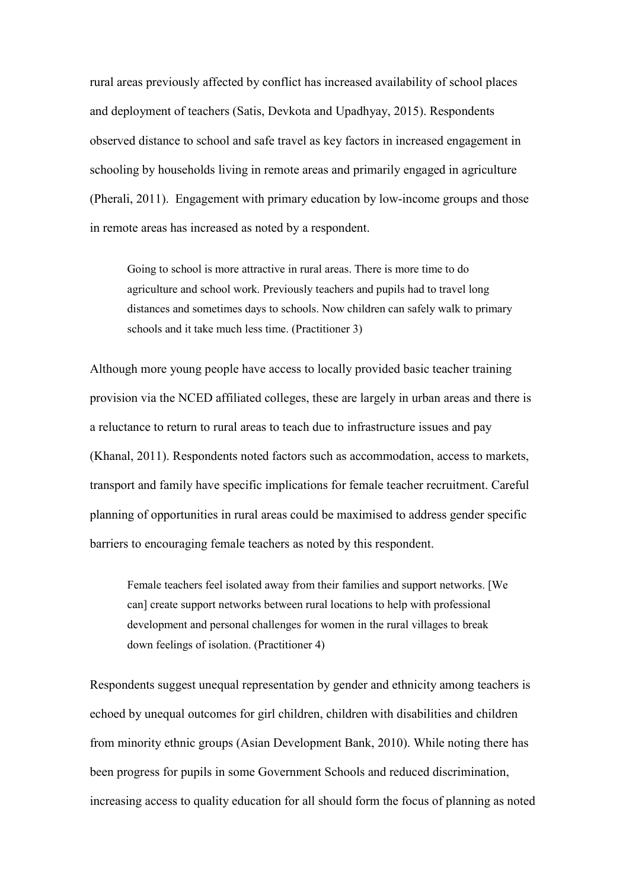rural areas previously affected by conflict has increased availability of school places and deployment of teachers (Satis, Devkota and Upadhyay, 2015). Respondents observed distance to school and safe travel as key factors in increased engagement in schooling by households living in remote areas and primarily engaged in agriculture (Pherali, 2011). Engagement with primary education by low-income groups and those in remote areas has increased as noted by a respondent.

> Going to school is more attractive in rural areas. There is more time to do agriculture and school work. Previously teachers and pupils had to travel long distances and sometimes days to schools. Now children can safely walk to primary schools and it take much less time. (Practitioner 3)

Although more young people have access to locally provided basic teacher training provision via the NCED affiliated colleges, these are largely in urban areas and there is a reluctance to return to rural areas to teach due to infrastructure issues and pay (Khanal, 2011). Respondents noted factors such as accommodation, access to markets, transport and family have specific implications for female teacher recruitment. Careful planning of opportunities in rural areas could be maximised to address gender specific barriers to encouraging female teachers as noted by this respondent.

> Female teachers feel isolated away from their families and support networks. [We can] create support networks between rural locations to help with professional development and personal challenges for women in the rural villages to break down feelings of isolation. (Practitioner 4)

Respondents suggest unequal representation by gender and ethnicity among teachers is echoed by unequal outcomes for girl children, children with disabilities and children from minority ethnic groups (Asian Development Bank, 2010). While noting there has been progress for pupils in some Government Schools and reduced discrimination, increasing access to quality education for all should form the focus of planning as noted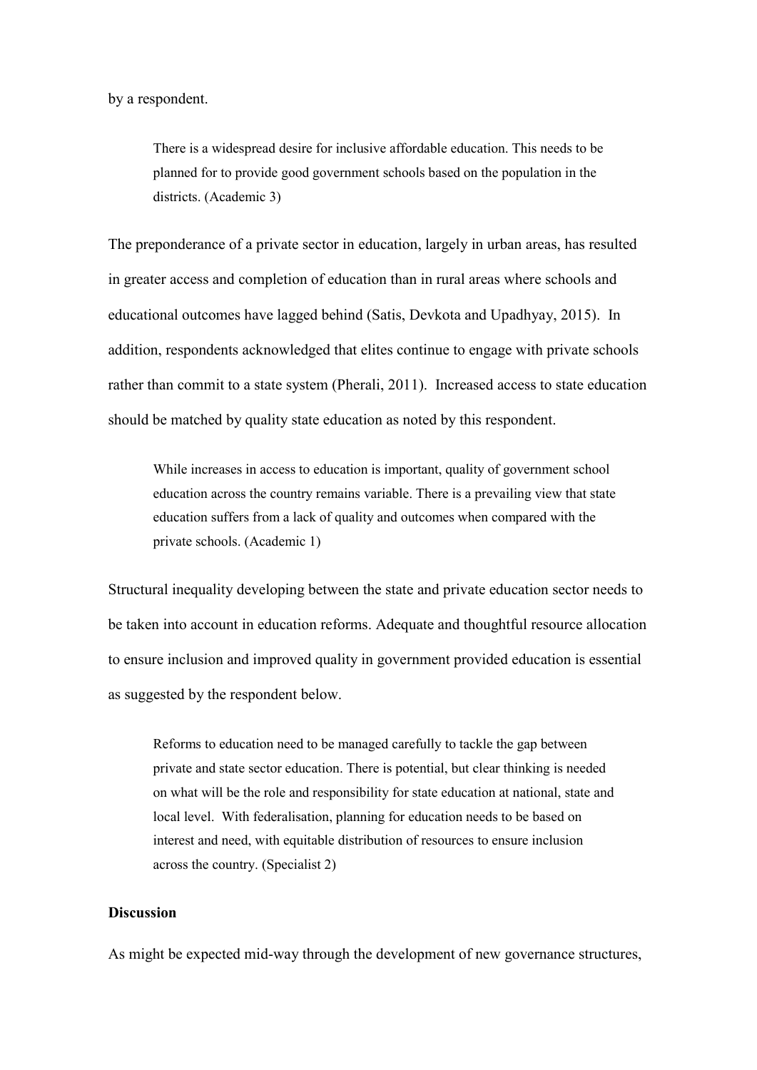by a respondent.

> There is a widespread desire for inclusive affordable education. This needs to be planned for to provide good government schools based on the population in the districts. (Academic 3)

The preponderance of a private sector in education, largely in urban areas, has resulted in greater access and completion of education than in rural areas where schools and educational outcomes have lagged behind (Satis, Devkota and Upadhyay, 2015). In addition, respondents acknowledged that elites continue to engage with private schools rather than commit to a state system (Pherali, 2011). Increased access to state education should be matched by quality state education as noted by this respondent.

> While increases in access to education is important, quality of government school education across the country remains variable. There is a prevailing view that state education suffers from a lack of quality and outcomes when compared with the private schools. (Academic 1)

Structural inequality developing between the state and private education sector needs to be taken into account in education reforms. Adequate and thoughtful resource allocation to ensure inclusion and improved quality in government provided education is essential as suggested by the respondent below.

> Reforms to education need to be managed carefully to tackle the gap between private and state sector education. There is potential, but clear thinking is needed on what will be the role and responsibility for state education at national, state and local level. With federalisation, planning for education needs to be based on interest and need, with equitable distribution of resources to ensure inclusion across the country. (Specialist 2)

**Discussion**

As might be expected mid-way through the development of new governance structures,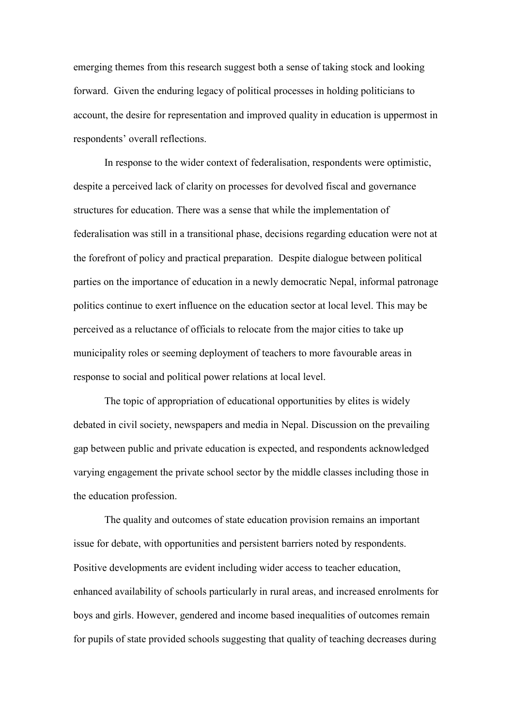emerging themes from this research suggest both a sense of taking stock and looking forward. Given the enduring legacy of political processes in holding politicians to account, the desire for representation and improved quality in education is uppermost in respondents' overall reflections.

In response to the wider context of federalisation, respondents were optimistic, despite a perceived lack of clarity on processes for devolved fiscal and governance structures for education. There was a sense that while the implementation of federalisation was still in a transitional phase, decisions regarding education were not at the forefront of policy and practical preparation. Despite dialogue between political parties on the importance of education in a newly democratic Nepal, informal patronage politics continue to exert influence on the education sector at local level. This may be perceived as a reluctance of officials to relocate from the major cities to take up municipality roles or seeming deployment of teachers to more favourable areas in response to social and political power relations at local level.

The topic of appropriation of educational opportunities by elites is widely debated in civil society, newspapers and media in Nepal. Discussion on the prevailing gap between public and private education is expected, and respondents acknowledged varying engagement the private school sector by the middle classes including those in the education profession.

The quality and outcomes of state education provision remains an important issue for debate, with opportunities and persistent barriers noted by respondents. Positive developments are evident including wider access to teacher education, enhanced availability of schools particularly in rural areas, and increased enrolments for boys and girls. However, gendered and income based inequalities of outcomes remain for pupils of state provided schools suggesting that quality of teaching decreases during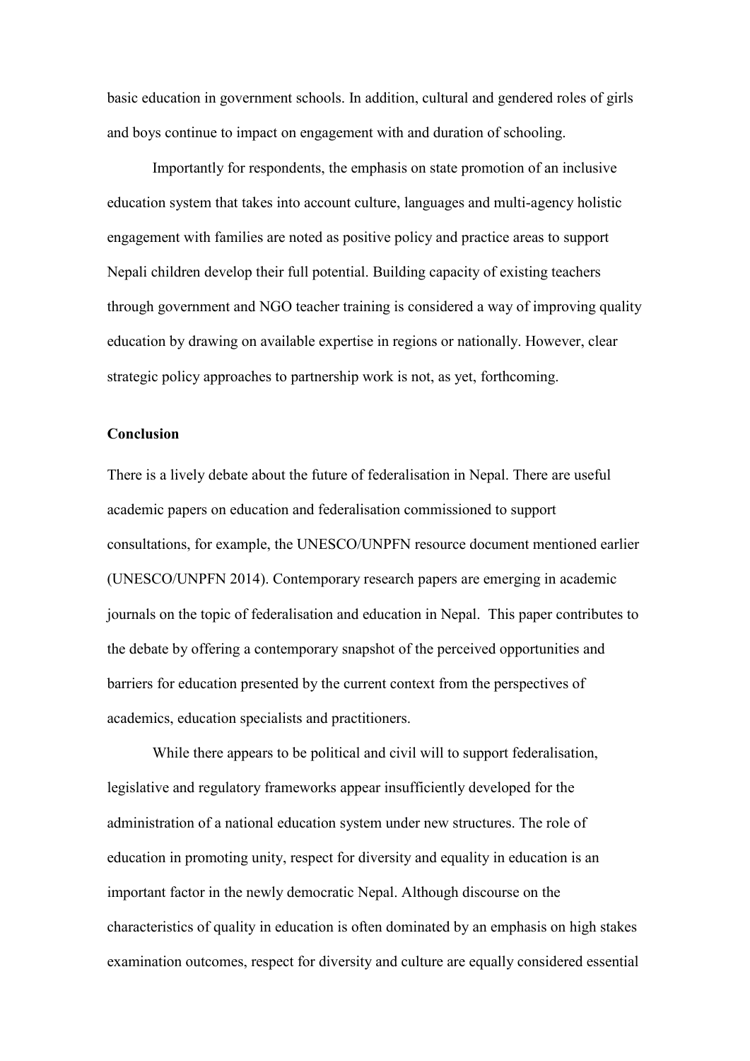basic education in government schools. In addition, cultural and gendered roles of girls and boys continue to impact on engagement with and duration of schooling.

Importantly for respondents, the emphasis on state promotion of an inclusive education system that takes into account culture, languages and multi-agency holistic engagement with families are noted as positive policy and practice areas to support Nepali children develop their full potential. Building capacity of existing teachers through government and NGO teacher training is considered a way of improving quality education by drawing on available expertise in regions or nationally. However, clear strategic policy approaches to partnership work is not, as yet, forthcoming.

## Conclusion

There is a lively debate about the future of federalisation in Nepal. There are useful academic papers on education and federalisation commissioned to support consultations, for example, the UNESCO/UNPFN resource document mentioned earlier (UNESCO/UNPFN 2014). Contemporary research papers are emerging in academic journals on the topic of federalisation and education in Nepal. This paper contributes to the debate by offering a contemporary snapshot of the perceived opportunities and barriers for education presented by the current context from the perspectives of academics, education specialists and practitioners.

While there appears to be political and civil will to support federalisation, legislative and regulatory frameworks appear insufficiently developed for the administration of a national education system under new structures. The role of education in promoting unity, respect for diversity and equality in education is an important factor in the newly democratic Nepal. Although discourse on the characteristics of quality in education is often dominated by an emphasis on high stakes examination outcomes, respect for diversity and culture are equally considered essential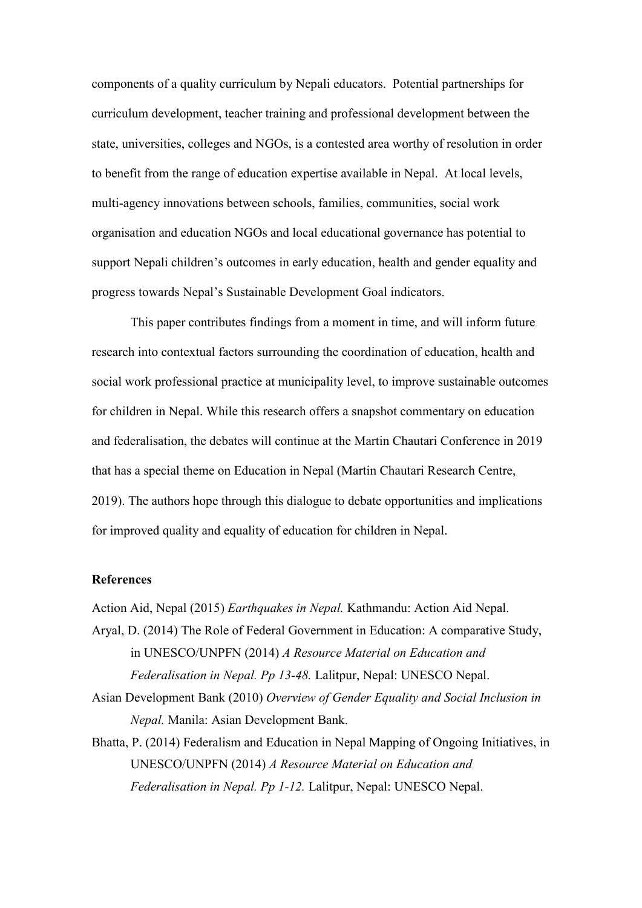components of a quality curriculum by Nepali educators. Potential partnerships for curriculum development, teacher training and professional development between the state, universities, colleges and NGOs, is a contested area worthy of resolution in order to benefit from the range of education expertise available in Nepal. At local levels, multi-agency innovations between schools, families, communities, social work organisation and education NGOs and local educational governance has potential to support Nepali children's outcomes in early education, health and gender equality and progress towards Nepal's Sustainable Development Goal indicators.

This paper contributes findings from a moment in time, and will inform future research into contextual factors surrounding the coordination of education, health and social work professional practice at municipality level, to improve sustainable outcomes for children in Nepal. While this research offers a snapshot commentary on education and federalisation, the debates will continue at the Martin Chautari Conference in 2019 that has a special theme on Education in Nepal (Martin Chautari Research Centre, 2019). The authors hope through this dialogue to debate opportunities and implications for improved quality and equality of education for children in Nepal.

**References**

Action Aid, Nepal (2015) *Earthquakes in Nepal.* Kathmandu: Action Aid Nepal.

Aryal, D. (2014) The Role of Federal Government in Education: A comparative Study, in UNESCO/UNPFN (2014) *A Resource Material on Education and Federalisation in Nepal. Pp 13-48.* Lalitpur, Nepal: UNESCO Nepal.

Asian Development Bank (2010) *Overview of Gender Equality and Social Inclusion in Nepal.* Manila: Asian Development Bank.

Bhatta, P. (2014) Federalism and Education in Nepal Mapping of Ongoing Initiatives, in UNESCO/UNPFN (2014) *A Resource Material on Education and Federalisation in Nepal. Pp 1-12.* Lalitpur, Nepal: UNESCO Nepal.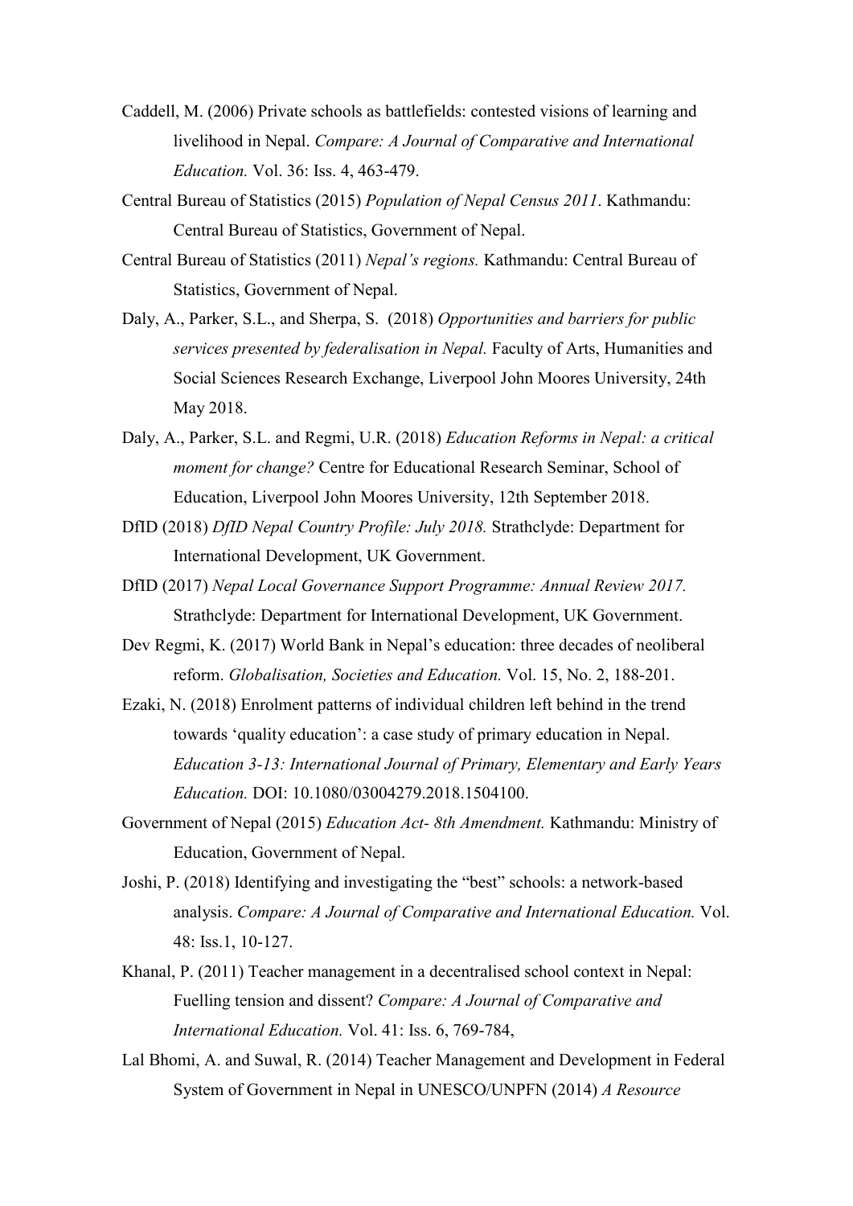Caddell, M. (2006) Private schools as battlefields: contested visions of learning and livelihood in Nepal. *Compare: A Journal of Comparative and International Education.* Vol. 36: Iss. 4, 463-479.

Central Bureau of Statistics (2015) *Population of Nepal Census 2011*. Kathmandu: Central Bureau of Statistics, Government of Nepal.

Central Bureau of Statistics (2011) *Nepal's regions.* Kathmandu: Central Bureau of Statistics, Government of Nepal.

Daly, A., Parker, S.L., and Sherpa, S. (2018) *Opportunities and barriers for public services presented by federalisation in Nepal.* Faculty of Arts, Humanities and Social Sciences Research Exchange, Liverpool John Moores University, 24th May 2018.

Daly, A., Parker, S.L. and Regmi, U.R. (2018) *Education Reforms in Nepal: a critical moment for change?* Centre for Educational Research Seminar, School of Education, Liverpool John Moores University, 12th September 2018.

DfID (2018) *DfID Nepal Country Profile: July 2018.* Strathclyde: Department for International Development, UK Government.

DfID (2017) *Nepal Local Governance Support Programme: Annual Review 2017.* Strathclyde: Department for International Development, UK Government.

Dev Regmi, K. (2017) World Bank in Nepal's education: three decades of neoliberal reform. *Globalisation, Societies and Education.* Vol. 15, No. 2, 188-201.

Ezaki, N. (2018) Enrolment patterns of individual children left behind in the trend towards 'quality education': a case study of primary education in Nepal. *Education 3-13: International Journal of Primary, Elementary and Early Years Education.* DOI: 10.1080/03004279.2018.1504100.

Government of Nepal (2015) *Education Act- 8th Amendment.* Kathmandu: Ministry of Education, Government of Nepal.

Joshi, P. (2018) Identifying and investigating the "best" schools: a network-based analysis. *Compare: A Journal of Comparative and International Education.* Vol. 48: Iss.1, 10-127.

Khanal, P. (2011) Teacher management in a decentralised school context in Nepal: Fuelling tension and dissent? *Compare: A Journal of Comparative and International Education.* Vol. 41: Iss. 6, 769-784,

Lal Bhomi, A. and Suwal, R. (2014) Teacher Management and Development in Federal System of Government in Nepal in UNESCO/UNPFN (2014) *A Resource*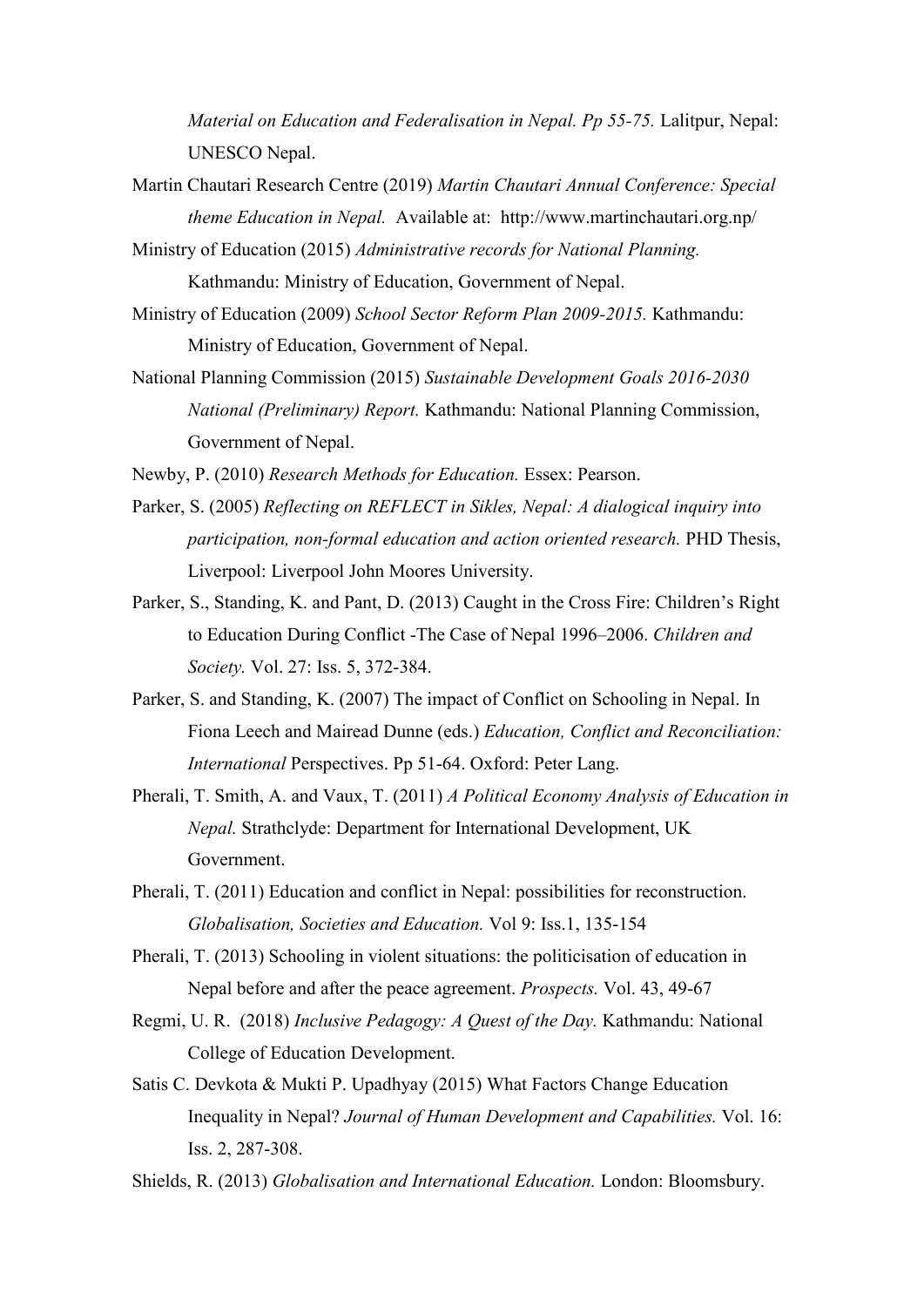*Material on Education and Federalisation in Nepal. Pp 55-75.* Lalitpur, Nepal: UNESCO Nepal.

Martin Chautari Research Centre (2019) *Martin Chautari Annual Conference: Special theme Education in Nepal.* Available at: http://www.martinchautari.org.np/

Ministry of Education (2015) *Administrative records for National Planning.* Kathmandu: Ministry of Education, Government of Nepal.

Ministry of Education (2009) *School Sector Reform Plan 2009-2015.* Kathmandu: Ministry of Education, Government of Nepal.

National Planning Commission (2015) *Sustainable Development Goals 2016-2030 National (Preliminary) Report.* Kathmandu: National Planning Commission, Government of Nepal.

Newby, P. (2010) *Research Methods for Education.* Essex: Pearson.

Parker, S. (2005) *Reflecting on REFLECT in Sikles, Nepal: A dialogical inquiry into participation, non-formal education and action oriented research.* PHD Thesis, Liverpool: Liverpool John Moores University.

Parker, S., Standing, K. and Pant, D. (2013) Caught in the Cross Fire: Children's Right to Education During Conflict -The Case of Nepal 1996–2006. *Children and Society.* Vol. 27: Iss. 5, 372-384.

Parker, S. and Standing, K. (2007) The impact of Conflict on Schooling in Nepal. In Fiona Leech and Mairead Dunne (eds.) *Education, Conflict and Reconciliation: International* Perspectives. Pp 51-64. Oxford: Peter Lang.

Pherali, T. Smith, A. and Vaux, T. (2011) *A Political Economy Analysis of Education in Nepal.* Strathclyde: Department for International Development, UK Government.

Pherali, T. (2011) Education and conflict in Nepal: possibilities for reconstruction. *Globalisation, Societies and Education.* Vol 9: Iss.1, 135-154

Pherali, T. (2013) Schooling in violent situations: the politicisation of education in Nepal before and after the peace agreement. *Prospects.* Vol. 43, 49-67

Regmi, U. R. (2018) *Inclusive Pedagogy: A Quest of the Day.* Kathmandu: National College of Education Development.

Satis C. Devkota & Mukti P. Upadhyay (2015) What Factors Change Education Inequality in Nepal? *Journal of Human Development and Capabilities.* Vol. 16: Iss. 2, 287-308.

Shields, R. (2013) *Globalisation and International Education.* London: Bloomsbury.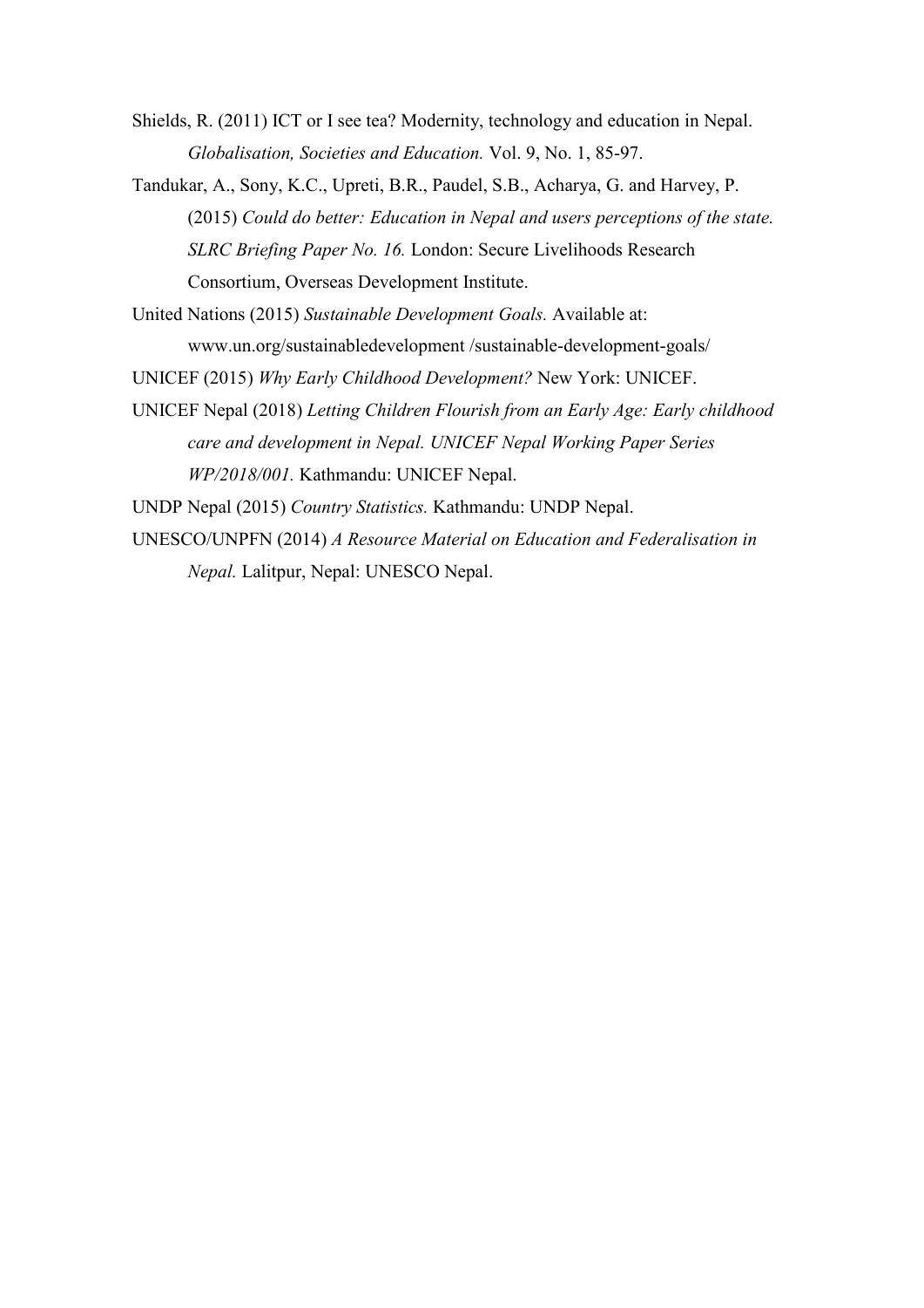Shields, R. (2011) ICT or I see tea? Modernity, technology and education in Nepal. *Globalisation, Societies and Education.* Vol. 9, No. 1, 85-97.

Tandukar, A., Sony, K.C., Upreti, B.R., Paudel, S.B., Acharya, G. and Harvey, P. (2015) *Could do better: Education in Nepal and users perceptions of the state. SLRC Briefing Paper No. 16.* London: Secure Livelihoods Research Consortium, Overseas Development Institute.

United Nations (2015) *Sustainable Development Goals.* Available at: www.un.org/sustainabledevelopment /sustainable-development-goals/

UNICEF (2015) *Why Early Childhood Development?* New York: UNICEF.

UNICEF Nepal (2018) *Letting Children Flourish from an Early Age: Early childhood care and development in Nepal. UNICEF Nepal Working Paper Series WP/2018/001.* Kathmandu: UNICEF Nepal.

UNDP Nepal (2015) *Country Statistics.* Kathmandu: UNDP Nepal.

UNESCO/UNPFN (2014) *A Resource Material on Education and Federalisation in Nepal.* Lalitpur, Nepal: UNESCO Nepal.